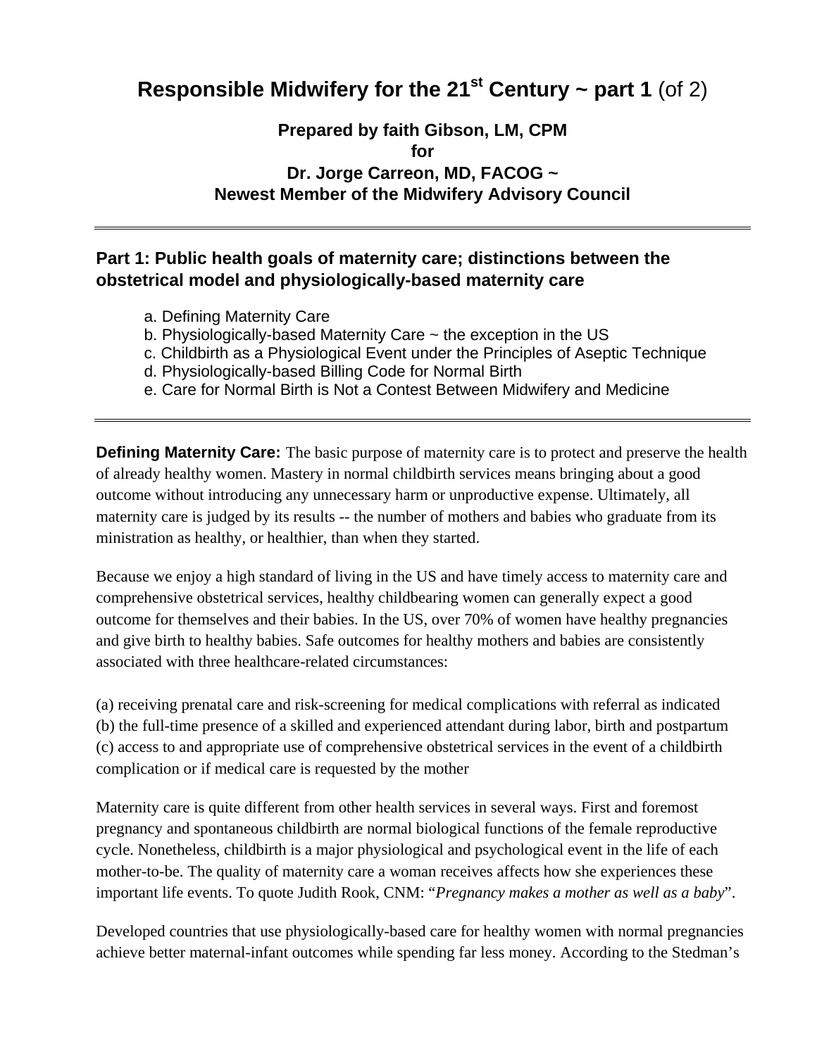# Responsible Midwifery for the 21st Century ~ part 1 (of 2)

**Prepared by faith Gibson, LM, CPM**
**for**
**Dr. Jorge Carreon, MD, FACOG ~**
**Newest Member of the Midwifery Advisory Council**

---

## Part 1: Public health goals of maternity care; distinctions between the obstetrical model and physiologically-based maternity care

a. Defining Maternity Care
b. Physiologically-based Maternity Care ~ the exception in the US
c. Childbirth as a Physiological Event under the Principles of Aseptic Technique
d. Physiologically-based Billing Code for Normal Birth
e. Care for Normal Birth is Not a Contest Between Midwifery and Medicine

---

**Defining Maternity Care:** The basic purpose of maternity care is to protect and preserve the health of already healthy women. Mastery in normal childbirth services means bringing about a good outcome without introducing any unnecessary harm or unproductive expense. Ultimately, all maternity care is judged by its results -- the number of mothers and babies who graduate from its ministration as healthy, or healthier, than when they started.

Because we enjoy a high standard of living in the US and have timely access to maternity care and comprehensive obstetrical services, healthy childbearing women can generally expect a good outcome for themselves and their babies. In the US, over 70% of women have healthy pregnancies and give birth to healthy babies. Safe outcomes for healthy mothers and babies are consistently associated with three healthcare-related circumstances:

(a) receiving prenatal care and risk-screening for medical complications with referral as indicated
(b) the full-time presence of a skilled and experienced attendant during labor, birth and postpartum
(c) access to and appropriate use of comprehensive obstetrical services in the event of a childbirth complication or if medical care is requested by the mother

Maternity care is quite different from other health services in several ways. First and foremost pregnancy and spontaneous childbirth are normal biological functions of the female reproductive cycle. Nonetheless, childbirth is a major physiological and psychological event in the life of each mother-to-be. The quality of maternity care a woman receives affects how she experiences these important life events. To quote Judith Rook, CNM: "*Pregnancy makes a mother as well as a baby*".

Developed countries that use physiologically-based care for healthy women with normal pregnancies achieve better maternal-infant outcomes while spending far less money. According to the Stedman's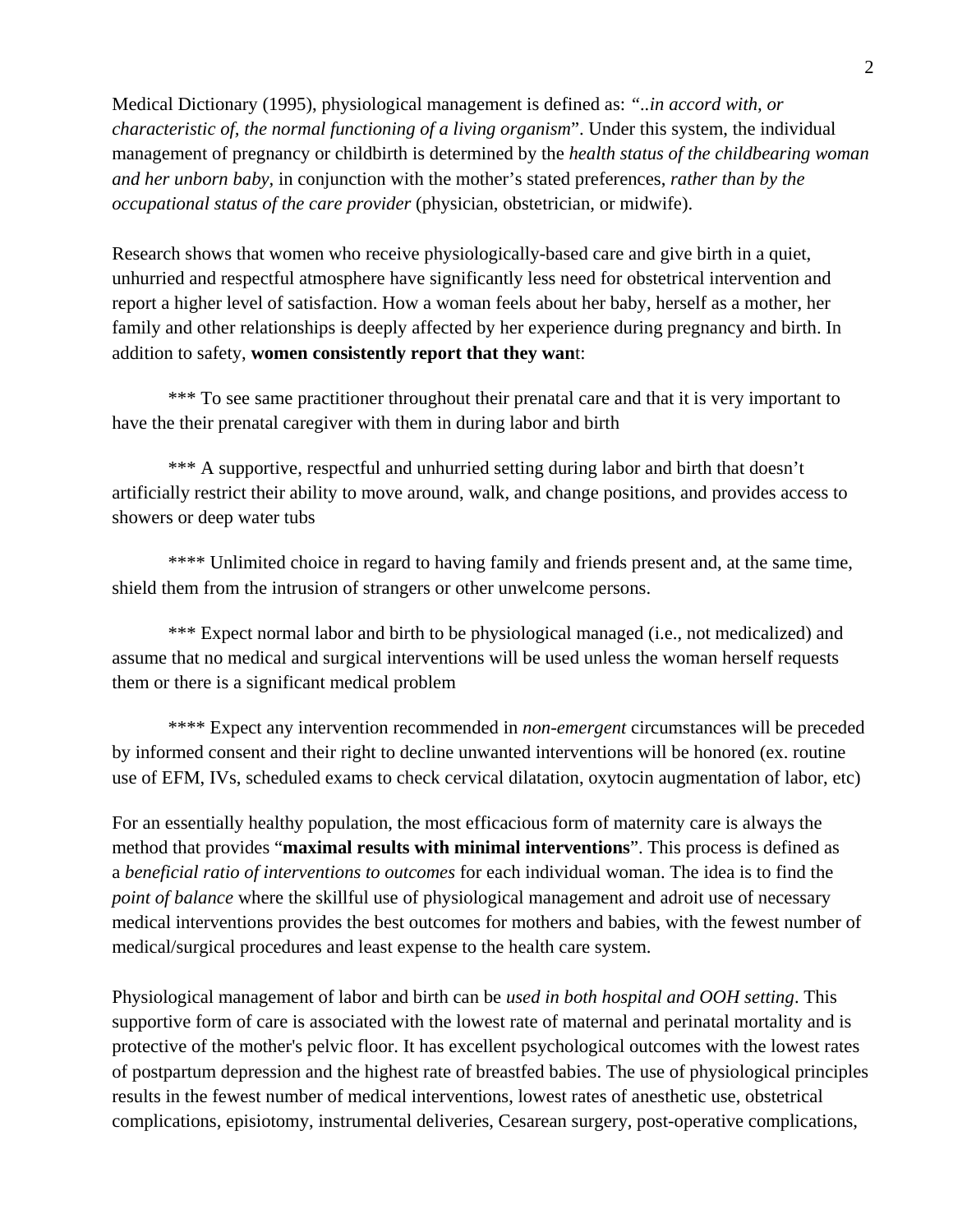Medical Dictionary (1995), physiological management is defined as: *"..in accord with, or characteristic of, the normal functioning of a living organism*". Under this system, the individual management of pregnancy or childbirth is determined by the *health status of the childbearing woman and her unborn baby*, in conjunction with the mother's stated preferences, *rather than by the occupational status of the care provider* (physician, obstetrician, or midwife).

Research shows that women who receive physiologically-based care and give birth in a quiet, unhurried and respectful atmosphere have significantly less need for obstetrical intervention and report a higher level of satisfaction. How a woman feels about her baby, herself as a mother, her family and other relationships is deeply affected by her experience during pregnancy and birth. In addition to safety, **women consistently report that they wan**t:

*** To see same practitioner throughout their prenatal care and that it is very important to have the their prenatal caregiver with them in during labor and birth

*** A supportive, respectful and unhurried setting during labor and birth that doesn't artificially restrict their ability to move around, walk, and change positions, and provides access to showers or deep water tubs

**** Unlimited choice in regard to having family and friends present and, at the same time, shield them from the intrusion of strangers or other unwelcome persons.

*** Expect normal labor and birth to be physiological managed (i.e., not medicalized) and assume that no medical and surgical interventions will be used unless the woman herself requests them or there is a significant medical problem

**** Expect any intervention recommended in *non-emergent* circumstances will be preceded by informed consent and their right to decline unwanted interventions will be honored (ex. routine use of EFM, IVs, scheduled exams to check cervical dilatation, oxytocin augmentation of labor, etc)

For an essentially healthy population, the most efficacious form of maternity care is always the method that provides "**maximal results with minimal interventions**". This process is defined as a *beneficial ratio of interventions to outcomes* for each individual woman. The idea is to find the *point of balance* where the skillful use of physiological management and adroit use of necessary medical interventions provides the best outcomes for mothers and babies, with the fewest number of medical/surgical procedures and least expense to the health care system.

Physiological management of labor and birth can be *used in both hospital and OOH setting*. This supportive form of care is associated with the lowest rate of maternal and perinatal mortality and is protective of the mother's pelvic floor. It has excellent psychological outcomes with the lowest rates of postpartum depression and the highest rate of breastfed babies. The use of physiological principles results in the fewest number of medical interventions, lowest rates of anesthetic use, obstetrical complications, episiotomy, instrumental deliveries, Cesarean surgery, post-operative complications,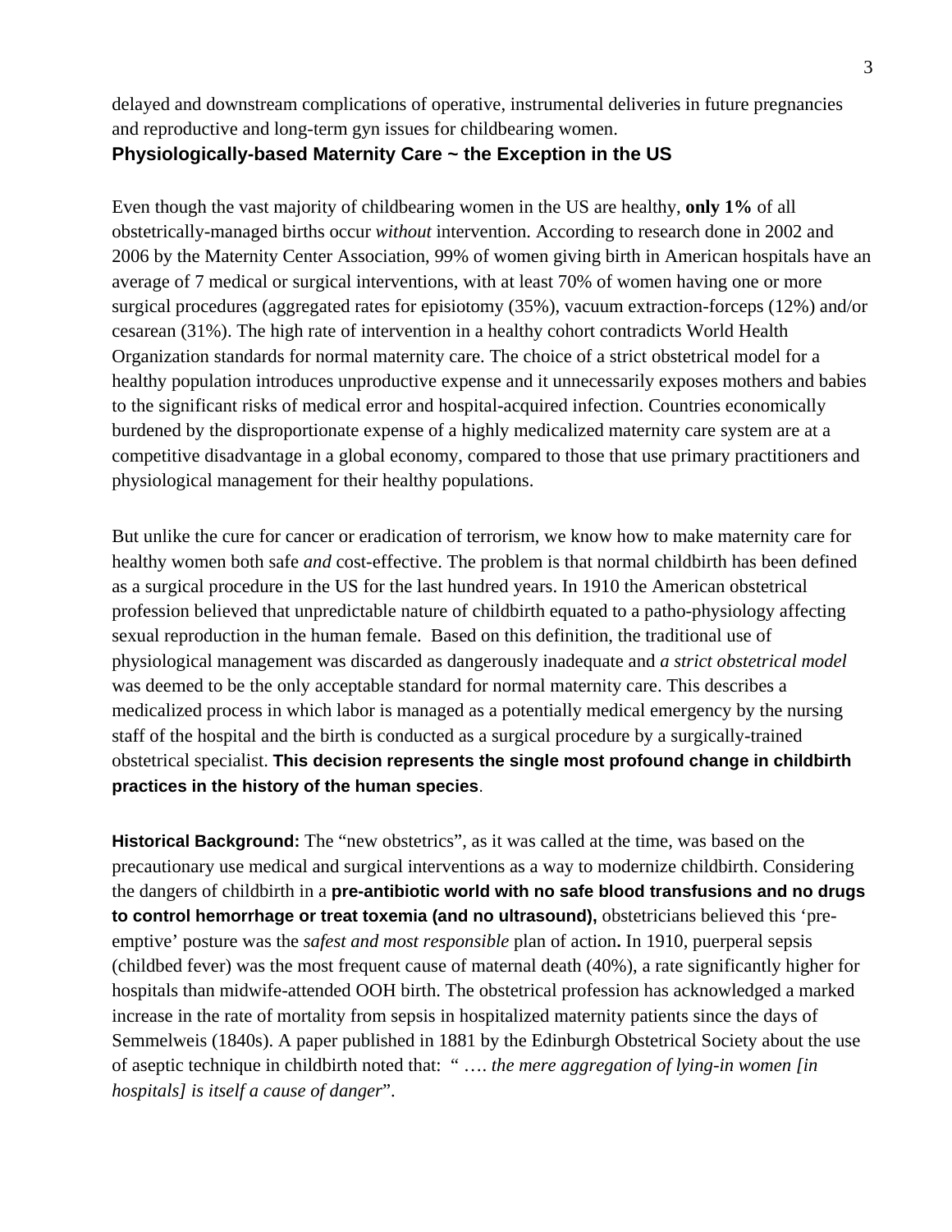delayed and downstream complications of operative, instrumental deliveries in future pregnancies and reproductive and long-term gyn issues for childbearing women.

## Physiologically-based Maternity Care ~ the Exception in the US

Even though the vast majority of childbearing women in the US are healthy, **only 1%** of all obstetrically-managed births occur *without* intervention. According to research done in 2002 and 2006 by the Maternity Center Association, 99% of women giving birth in American hospitals have an average of 7 medical or surgical interventions, with at least 70% of women having one or more surgical procedures (aggregated rates for episiotomy (35%), vacuum extraction-forceps (12%) and/or cesarean (31%). The high rate of intervention in a healthy cohort contradicts World Health Organization standards for normal maternity care. The choice of a strict obstetrical model for a healthy population introduces unproductive expense and it unnecessarily exposes mothers and babies to the significant risks of medical error and hospital-acquired infection. Countries economically burdened by the disproportionate expense of a highly medicalized maternity care system are at a competitive disadvantage in a global economy, compared to those that use primary practitioners and physiological management for their healthy populations.

But unlike the cure for cancer or eradication of terrorism, we know how to make maternity care for healthy women both safe *and* cost-effective. The problem is that normal childbirth has been defined as a surgical procedure in the US for the last hundred years. In 1910 the American obstetrical profession believed that unpredictable nature of childbirth equated to a patho-physiology affecting sexual reproduction in the human female. Based on this definition, the traditional use of physiological management was discarded as dangerously inadequate and *a strict obstetrical model* was deemed to be the only acceptable standard for normal maternity care. This describes a medicalized process in which labor is managed as a potentially medical emergency by the nursing staff of the hospital and the birth is conducted as a surgical procedure by a surgically-trained obstetrical specialist. **This decision represents the single most profound change in childbirth practices in the history of the human species**.

**Historical Background:** The "new obstetrics", as it was called at the time, was based on the precautionary use medical and surgical interventions as a way to modernize childbirth. Considering the dangers of childbirth in a **pre-antibiotic world with no safe blood transfusions and no drugs to control hemorrhage or treat toxemia (and no ultrasound),** obstetricians believed this 'pre-emptive' posture was the *safest and most responsible* plan of action**.** In 1910, puerperal sepsis (childbed fever) was the most frequent cause of maternal death (40%), a rate significantly higher for hospitals than midwife-attended OOH birth. The obstetrical profession has acknowledged a marked increase in the rate of mortality from sepsis in hospitalized maternity patients since the days of Semmelweis (1840s). A paper published in 1881 by the Edinburgh Obstetrical Society about the use of aseptic technique in childbirth noted that: " …. *the mere aggregation of lying-in women [in hospitals] is itself a cause of danger*".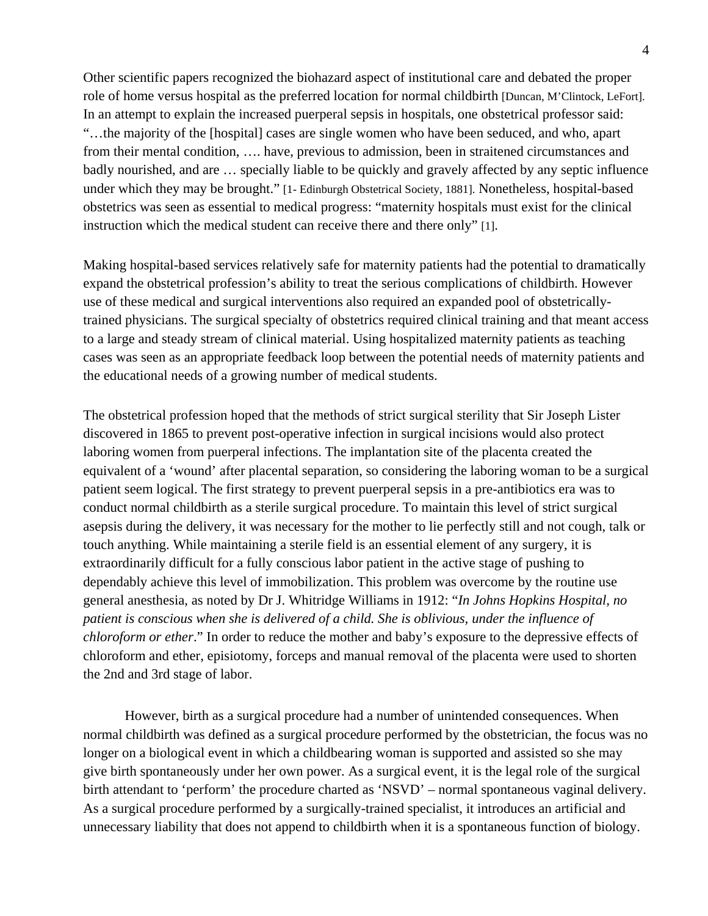Other scientific papers recognized the biohazard aspect of institutional care and debated the proper role of home versus hospital as the preferred location for normal childbirth [Duncan, M'Clintock, LeFort]. In an attempt to explain the increased puerperal sepsis in hospitals, one obstetrical professor said: "…the majority of the [hospital] cases are single women who have been seduced, and who, apart from their mental condition, …. have, previous to admission, been in straitened circumstances and badly nourished, and are … specially liable to be quickly and gravely affected by any septic influence under which they may be brought." [1- Edinburgh Obstetrical Society, 1881]. Nonetheless, hospital-based obstetrics was seen as essential to medical progress: "maternity hospitals must exist for the clinical instruction which the medical student can receive there and there only" [1].

Making hospital-based services relatively safe for maternity patients had the potential to dramatically expand the obstetrical profession's ability to treat the serious complications of childbirth. However use of these medical and surgical interventions also required an expanded pool of obstetrically-trained physicians. The surgical specialty of obstetrics required clinical training and that meant access to a large and steady stream of clinical material. Using hospitalized maternity patients as teaching cases was seen as an appropriate feedback loop between the potential needs of maternity patients and the educational needs of a growing number of medical students.

The obstetrical profession hoped that the methods of strict surgical sterility that Sir Joseph Lister discovered in 1865 to prevent post-operative infection in surgical incisions would also protect laboring women from puerperal infections. The implantation site of the placenta created the equivalent of a 'wound' after placental separation, so considering the laboring woman to be a surgical patient seem logical. The first strategy to prevent puerperal sepsis in a pre-antibiotics era was to conduct normal childbirth as a sterile surgical procedure. To maintain this level of strict surgical asepsis during the delivery, it was necessary for the mother to lie perfectly still and not cough, talk or touch anything. While maintaining a sterile field is an essential element of any surgery, it is extraordinarily difficult for a fully conscious labor patient in the active stage of pushing to dependably achieve this level of immobilization. This problem was overcome by the routine use general anesthesia, as noted by Dr J. Whitridge Williams in 1912: "*In Johns Hopkins Hospital, no patient is conscious when she is delivered of a child. She is oblivious, under the influence of chloroform or ether*." In order to reduce the mother and baby's exposure to the depressive effects of chloroform and ether, episiotomy, forceps and manual removal of the placenta were used to shorten the 2nd and 3rd stage of labor.

However, birth as a surgical procedure had a number of unintended consequences. When normal childbirth was defined as a surgical procedure performed by the obstetrician, the focus was no longer on a biological event in which a childbearing woman is supported and assisted so she may give birth spontaneously under her own power. As a surgical event, it is the legal role of the surgical birth attendant to 'perform' the procedure charted as 'NSVD' – normal spontaneous vaginal delivery. As a surgical procedure performed by a surgically-trained specialist, it introduces an artificial and unnecessary liability that does not append to childbirth when it is a spontaneous function of biology.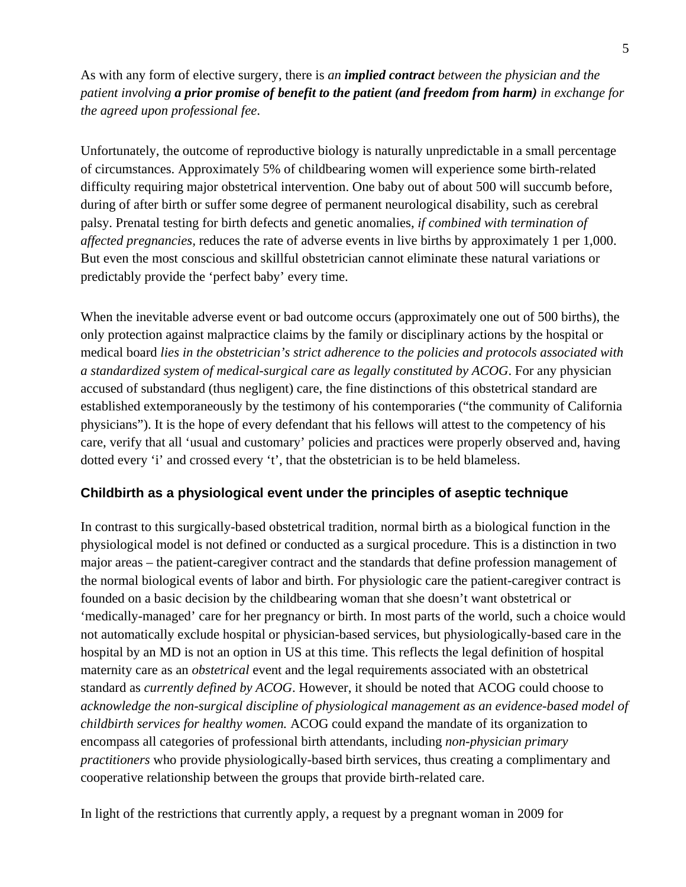As with any form of elective surgery, there is *an **implied contract** between the physician and the patient involving **a prior promise of benefit to the patient (and freedom from harm)** in exchange for the agreed upon professional fee*.

Unfortunately, the outcome of reproductive biology is naturally unpredictable in a small percentage of circumstances. Approximately 5% of childbearing women will experience some birth-related difficulty requiring major obstetrical intervention. One baby out of about 500 will succumb before, during of after birth or suffer some degree of permanent neurological disability, such as cerebral palsy. Prenatal testing for birth defects and genetic anomalies, *if combined with termination of affected pregnancies*, reduces the rate of adverse events in live births by approximately 1 per 1,000. But even the most conscious and skillful obstetrician cannot eliminate these natural variations or predictably provide the 'perfect baby' every time.

When the inevitable adverse event or bad outcome occurs (approximately one out of 500 births), the only protection against malpractice claims by the family or disciplinary actions by the hospital or medical board *lies in the obstetrician's strict adherence to the policies and protocols associated with a standardized system of medical-surgical care as legally constituted by ACOG*. For any physician accused of substandard (thus negligent) care, the fine distinctions of this obstetrical standard are established extemporaneously by the testimony of his contemporaries ("the community of California physicians"). It is the hope of every defendant that his fellows will attest to the competency of his care, verify that all 'usual and customary' policies and practices were properly observed and, having dotted every 'i' and crossed every 't', that the obstetrician is to be held blameless.

### Childbirth as a physiological event under the principles of aseptic technique

In contrast to this surgically-based obstetrical tradition, normal birth as a biological function in the physiological model is not defined or conducted as a surgical procedure. This is a distinction in two major areas – the patient-caregiver contract and the standards that define profession management of the normal biological events of labor and birth. For physiologic care the patient-caregiver contract is founded on a basic decision by the childbearing woman that she doesn't want obstetrical or 'medically-managed' care for her pregnancy or birth. In most parts of the world, such a choice would not automatically exclude hospital or physician-based services, but physiologically-based care in the hospital by an MD is not an option in US at this time. This reflects the legal definition of hospital maternity care as an *obstetrical* event and the legal requirements associated with an obstetrical standard as *currently defined by ACOG*. However, it should be noted that ACOG could choose to *acknowledge the non-surgical discipline of physiological management as an evidence-based model of childbirth services for healthy women.* ACOG could expand the mandate of its organization to encompass all categories of professional birth attendants, including *non-physician primary practitioners* who provide physiologically-based birth services, thus creating a complimentary and cooperative relationship between the groups that provide birth-related care.

In light of the restrictions that currently apply, a request by a pregnant woman in 2009 for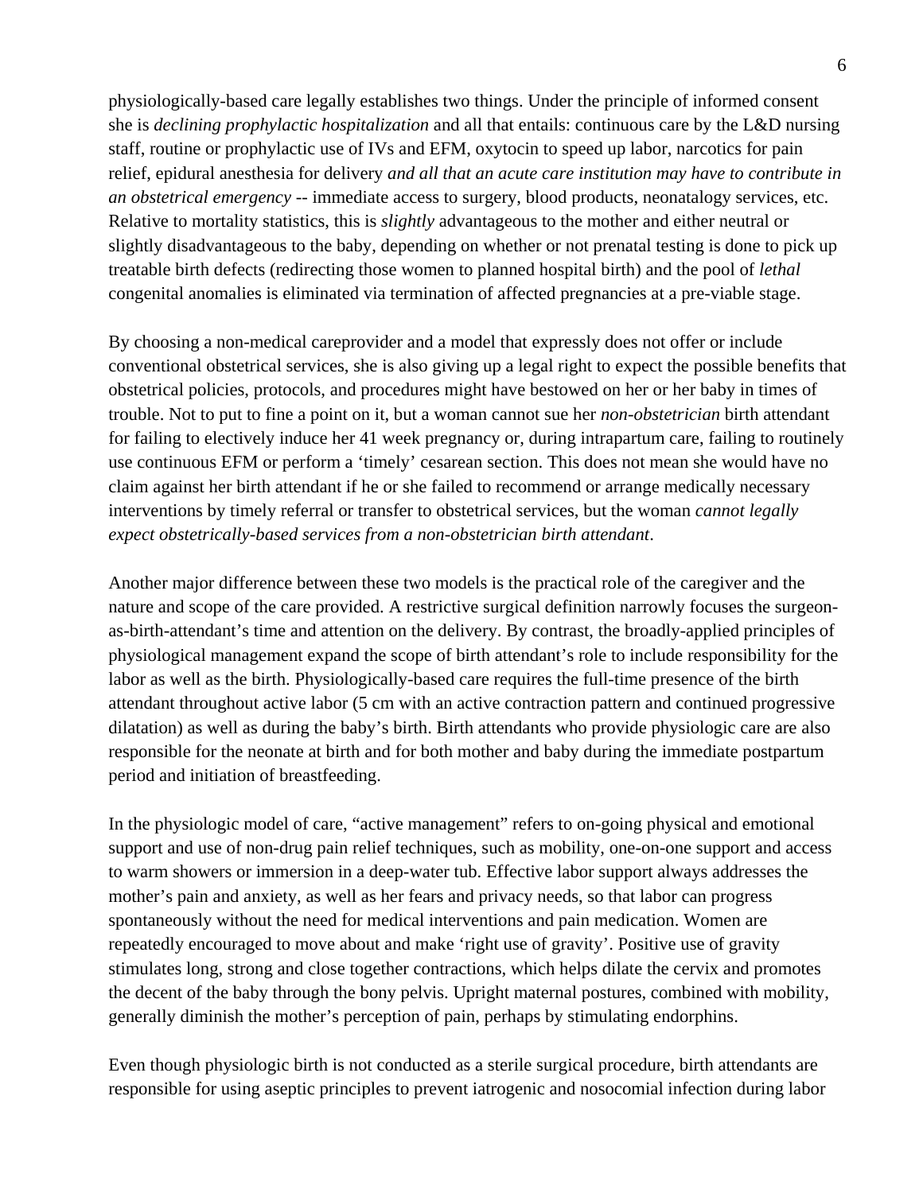physiologically-based care legally establishes two things. Under the principle of informed consent she is *declining prophylactic hospitalization* and all that entails: continuous care by the L&D nursing staff, routine or prophylactic use of IVs and EFM, oxytocin to speed up labor, narcotics for pain relief, epidural anesthesia for delivery *and all that an acute care institution may have to contribute in an obstetrical emergency* -- immediate access to surgery, blood products, neonatalogy services, etc. Relative to mortality statistics, this is *slightly* advantageous to the mother and either neutral or slightly disadvantageous to the baby, depending on whether or not prenatal testing is done to pick up treatable birth defects (redirecting those women to planned hospital birth) and the pool of *lethal* congenital anomalies is eliminated via termination of affected pregnancies at a pre-viable stage.

By choosing a non-medical careprovider and a model that expressly does not offer or include conventional obstetrical services, she is also giving up a legal right to expect the possible benefits that obstetrical policies, protocols, and procedures might have bestowed on her or her baby in times of trouble. Not to put to fine a point on it, but a woman cannot sue her *non-obstetrician* birth attendant for failing to electively induce her 41 week pregnancy or, during intrapartum care, failing to routinely use continuous EFM or perform a 'timely' cesarean section. This does not mean she would have no claim against her birth attendant if he or she failed to recommend or arrange medically necessary interventions by timely referral or transfer to obstetrical services, but the woman *cannot legally expect obstetrically-based services from a non-obstetrician birth attendant*.

Another major difference between these two models is the practical role of the caregiver and the nature and scope of the care provided. A restrictive surgical definition narrowly focuses the surgeon-as-birth-attendant's time and attention on the delivery. By contrast, the broadly-applied principles of physiological management expand the scope of birth attendant's role to include responsibility for the labor as well as the birth. Physiologically-based care requires the full-time presence of the birth attendant throughout active labor (5 cm with an active contraction pattern and continued progressive dilatation) as well as during the baby's birth. Birth attendants who provide physiologic care are also responsible for the neonate at birth and for both mother and baby during the immediate postpartum period and initiation of breastfeeding.

In the physiologic model of care, "active management" refers to on-going physical and emotional support and use of non-drug pain relief techniques, such as mobility, one-on-one support and access to warm showers or immersion in a deep-water tub. Effective labor support always addresses the mother's pain and anxiety, as well as her fears and privacy needs, so that labor can progress spontaneously without the need for medical interventions and pain medication. Women are repeatedly encouraged to move about and make 'right use of gravity'. Positive use of gravity stimulates long, strong and close together contractions, which helps dilate the cervix and promotes the decent of the baby through the bony pelvis. Upright maternal postures, combined with mobility, generally diminish the mother's perception of pain, perhaps by stimulating endorphins.

Even though physiologic birth is not conducted as a sterile surgical procedure, birth attendants are responsible for using aseptic principles to prevent iatrogenic and nosocomial infection during labor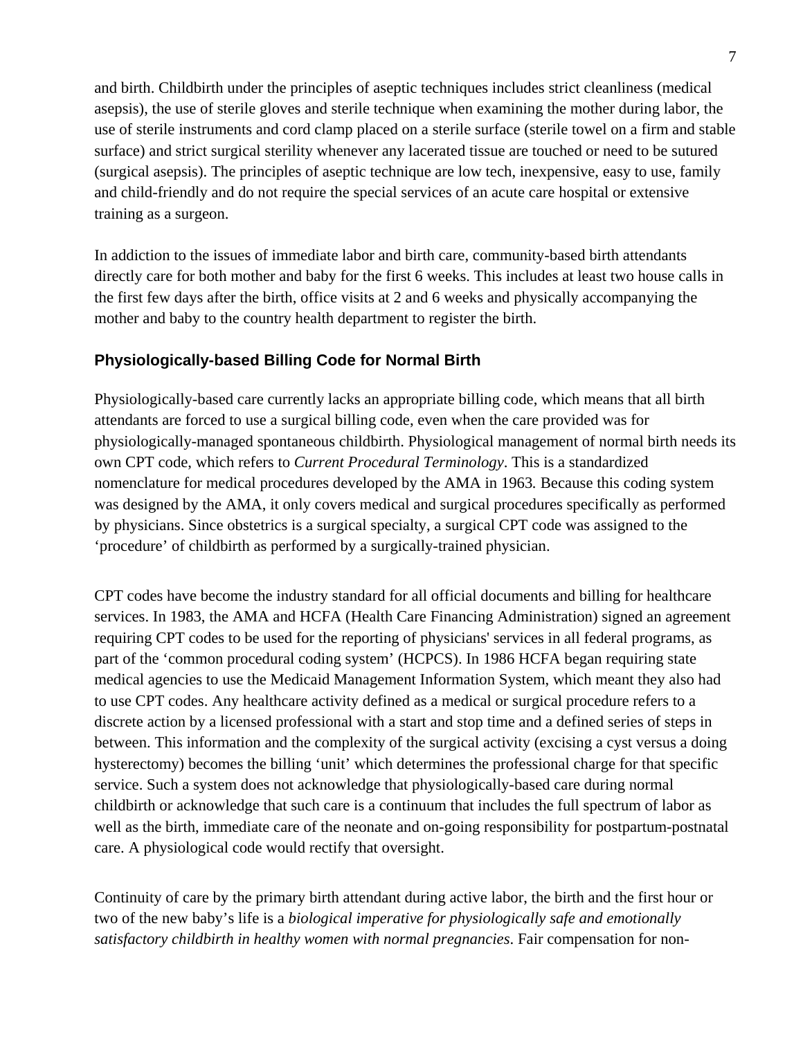and birth. Childbirth under the principles of aseptic techniques includes strict cleanliness (medical asepsis), the use of sterile gloves and sterile technique when examining the mother during labor, the use of sterile instruments and cord clamp placed on a sterile surface (sterile towel on a firm and stable surface) and strict surgical sterility whenever any lacerated tissue are touched or need to be sutured (surgical asepsis). The principles of aseptic technique are low tech, inexpensive, easy to use, family and child-friendly and do not require the special services of an acute care hospital or extensive training as a surgeon.

In addiction to the issues of immediate labor and birth care, community-based birth attendants directly care for both mother and baby for the first 6 weeks. This includes at least two house calls in the first few days after the birth, office visits at 2 and 6 weeks and physically accompanying the mother and baby to the country health department to register the birth.

### Physiologically-based Billing Code for Normal Birth

Physiologically-based care currently lacks an appropriate billing code, which means that all birth attendants are forced to use a surgical billing code, even when the care provided was for physiologically-managed spontaneous childbirth. Physiological management of normal birth needs its own CPT code, which refers to *Current Procedural Terminology*. This is a standardized nomenclature for medical procedures developed by the AMA in 1963. Because this coding system was designed by the AMA, it only covers medical and surgical procedures specifically as performed by physicians. Since obstetrics is a surgical specialty, a surgical CPT code was assigned to the 'procedure' of childbirth as performed by a surgically-trained physician.

CPT codes have become the industry standard for all official documents and billing for healthcare services. In 1983, the AMA and HCFA (Health Care Financing Administration) signed an agreement requiring CPT codes to be used for the reporting of physicians' services in all federal programs, as part of the 'common procedural coding system' (HCPCS). In 1986 HCFA began requiring state medical agencies to use the Medicaid Management Information System, which meant they also had to use CPT codes. Any healthcare activity defined as a medical or surgical procedure refers to a discrete action by a licensed professional with a start and stop time and a defined series of steps in between. This information and the complexity of the surgical activity (excising a cyst versus a doing hysterectomy) becomes the billing 'unit' which determines the professional charge for that specific service. Such a system does not acknowledge that physiologically-based care during normal childbirth or acknowledge that such care is a continuum that includes the full spectrum of labor as well as the birth, immediate care of the neonate and on-going responsibility for postpartum-postnatal care. A physiological code would rectify that oversight.

Continuity of care by the primary birth attendant during active labor, the birth and the first hour or two of the new baby's life is a *biological imperative for physiologically safe and emotionally satisfactory childbirth in healthy women with normal pregnancies*. Fair compensation for non-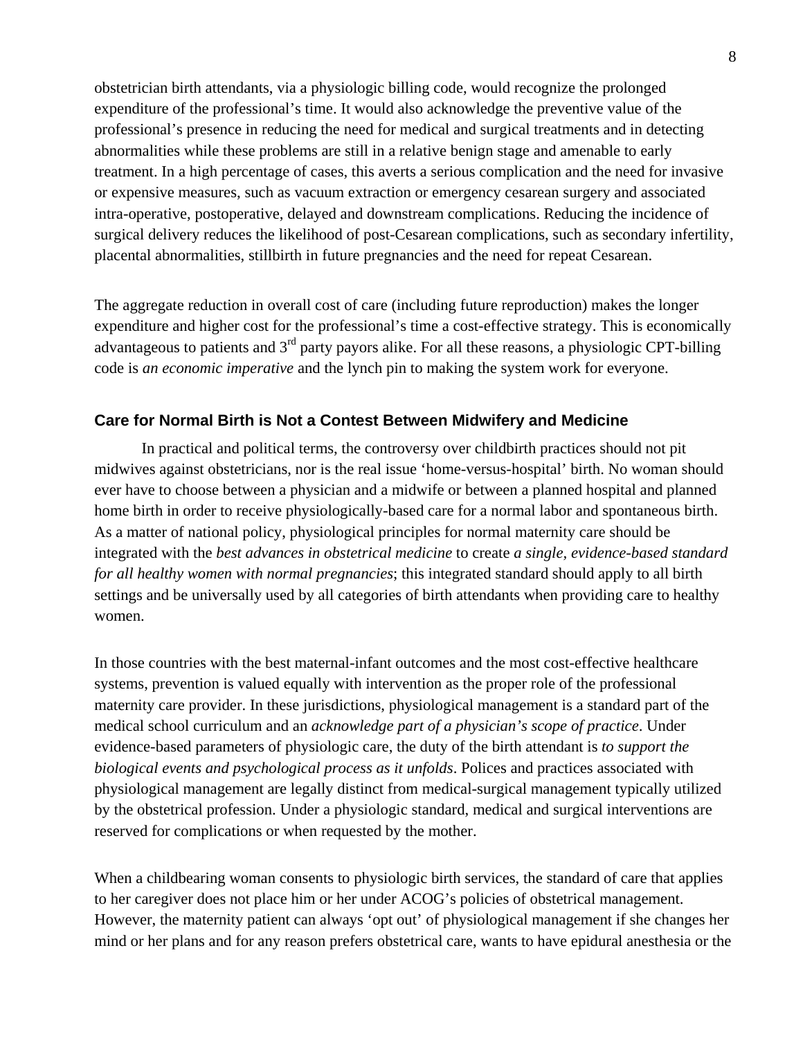obstetrician birth attendants, via a physiologic billing code, would recognize the prolonged expenditure of the professional's time. It would also acknowledge the preventive value of the professional's presence in reducing the need for medical and surgical treatments and in detecting abnormalities while these problems are still in a relative benign stage and amenable to early treatment. In a high percentage of cases, this averts a serious complication and the need for invasive or expensive measures, such as vacuum extraction or emergency cesarean surgery and associated intra-operative, postoperative, delayed and downstream complications. Reducing the incidence of surgical delivery reduces the likelihood of post-Cesarean complications, such as secondary infertility, placental abnormalities, stillbirth in future pregnancies and the need for repeat Cesarean.

The aggregate reduction in overall cost of care (including future reproduction) makes the longer expenditure and higher cost for the professional's time a cost-effective strategy. This is economically advantageous to patients and 3rd party payors alike. For all these reasons, a physiologic CPT-billing code is *an economic imperative* and the lynch pin to making the system work for everyone.

### Care for Normal Birth is Not a Contest Between Midwifery and Medicine

In practical and political terms, the controversy over childbirth practices should not pit midwives against obstetricians, nor is the real issue 'home-versus-hospital' birth. No woman should ever have to choose between a physician and a midwife or between a planned hospital and planned home birth in order to receive physiologically-based care for a normal labor and spontaneous birth. As a matter of national policy, physiological principles for normal maternity care should be integrated with the *best advances in obstetrical medicine* to create *a single, evidence-based standard for all healthy women with normal pregnancies*; this integrated standard should apply to all birth settings and be universally used by all categories of birth attendants when providing care to healthy women.

In those countries with the best maternal-infant outcomes and the most cost-effective healthcare systems, prevention is valued equally with intervention as the proper role of the professional maternity care provider. In these jurisdictions, physiological management is a standard part of the medical school curriculum and an *acknowledge part of a physician's scope of practice*. Under evidence-based parameters of physiologic care, the duty of the birth attendant is *to support the biological events and psychological process as it unfolds*. Polices and practices associated with physiological management are legally distinct from medical-surgical management typically utilized by the obstetrical profession. Under a physiologic standard, medical and surgical interventions are reserved for complications or when requested by the mother.

When a childbearing woman consents to physiologic birth services, the standard of care that applies to her caregiver does not place him or her under ACOG's policies of obstetrical management. However, the maternity patient can always 'opt out' of physiological management if she changes her mind or her plans and for any reason prefers obstetrical care, wants to have epidural anesthesia or the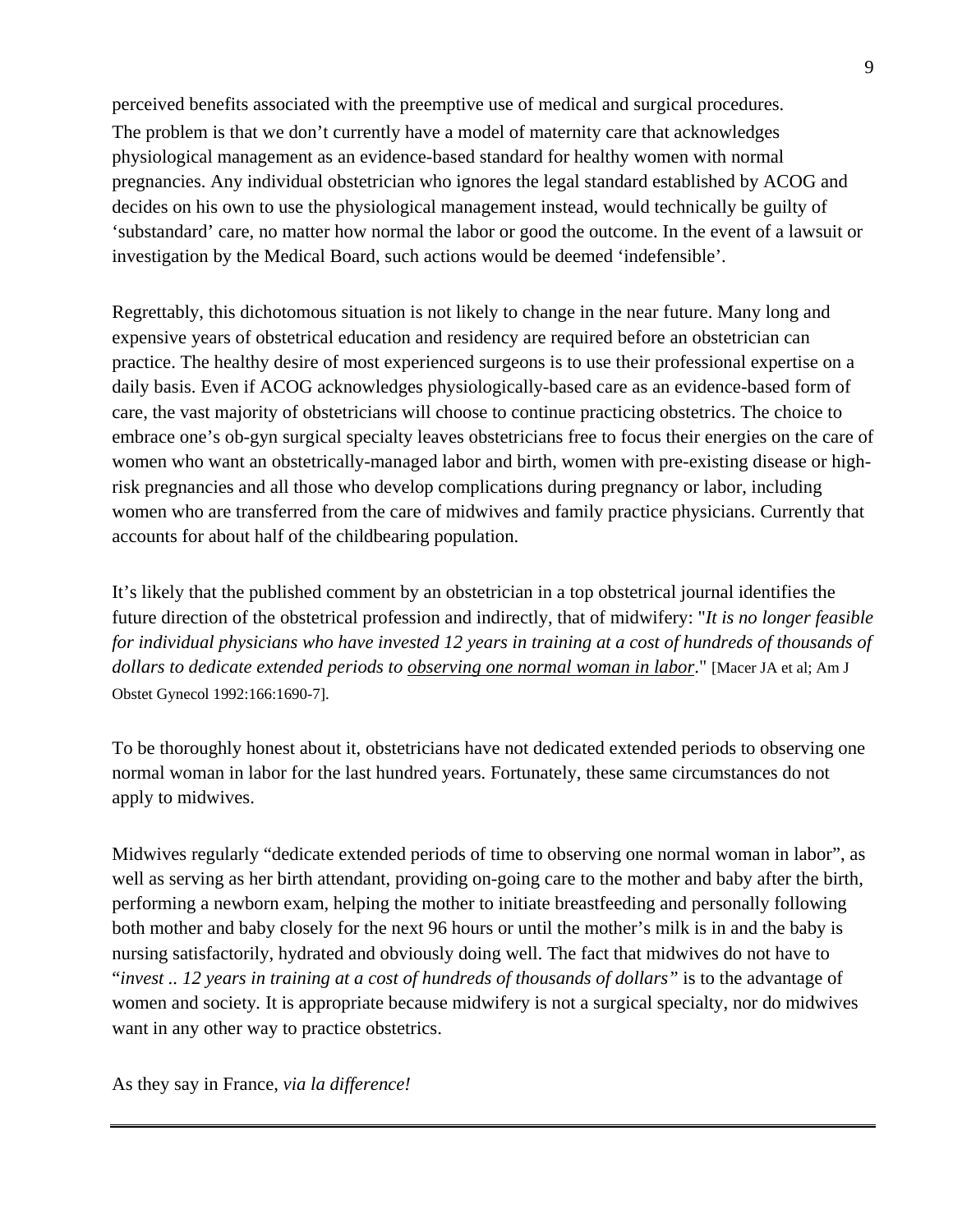perceived benefits associated with the preemptive use of medical and surgical procedures. The problem is that we don't currently have a model of maternity care that acknowledges physiological management as an evidence-based standard for healthy women with normal pregnancies. Any individual obstetrician who ignores the legal standard established by ACOG and decides on his own to use the physiological management instead, would technically be guilty of 'substandard' care, no matter how normal the labor or good the outcome. In the event of a lawsuit or investigation by the Medical Board, such actions would be deemed 'indefensible'.

Regrettably, this dichotomous situation is not likely to change in the near future. Many long and expensive years of obstetrical education and residency are required before an obstetrician can practice. The healthy desire of most experienced surgeons is to use their professional expertise on a daily basis. Even if ACOG acknowledges physiologically-based care as an evidence-based form of care, the vast majority of obstetricians will choose to continue practicing obstetrics. The choice to embrace one's ob-gyn surgical specialty leaves obstetricians free to focus their energies on the care of women who want an obstetrically-managed labor and birth, women with pre-existing disease or high-risk pregnancies and all those who develop complications during pregnancy or labor, including women who are transferred from the care of midwives and family practice physicians. Currently that accounts for about half of the childbearing population.

It's likely that the published comment by an obstetrician in a top obstetrical journal identifies the future direction of the obstetrical profession and indirectly, that of midwifery: "*It is no longer feasible for individual physicians who have invested 12 years in training at a cost of hundreds of thousands of dollars to dedicate extended periods to <u>observing one normal woman in labor</u>*." [Macer JA et al; Am J Obstet Gynecol 1992:166:1690-7].

To be thoroughly honest about it, obstetricians have not dedicated extended periods to observing one normal woman in labor for the last hundred years. Fortunately, these same circumstances do not apply to midwives.

Midwives regularly "dedicate extended periods of time to observing one normal woman in labor", as well as serving as her birth attendant, providing on-going care to the mother and baby after the birth, performing a newborn exam, helping the mother to initiate breastfeeding and personally following both mother and baby closely for the next 96 hours or until the mother's milk is in and the baby is nursing satisfactorily, hydrated and obviously doing well. The fact that midwives do not have to "*invest .. 12 years in training at a cost of hundreds of thousands of dollars"* is to the advantage of women and society. It is appropriate because midwifery is not a surgical specialty, nor do midwives want in any other way to practice obstetrics.

As they say in France, *via la difference!*

---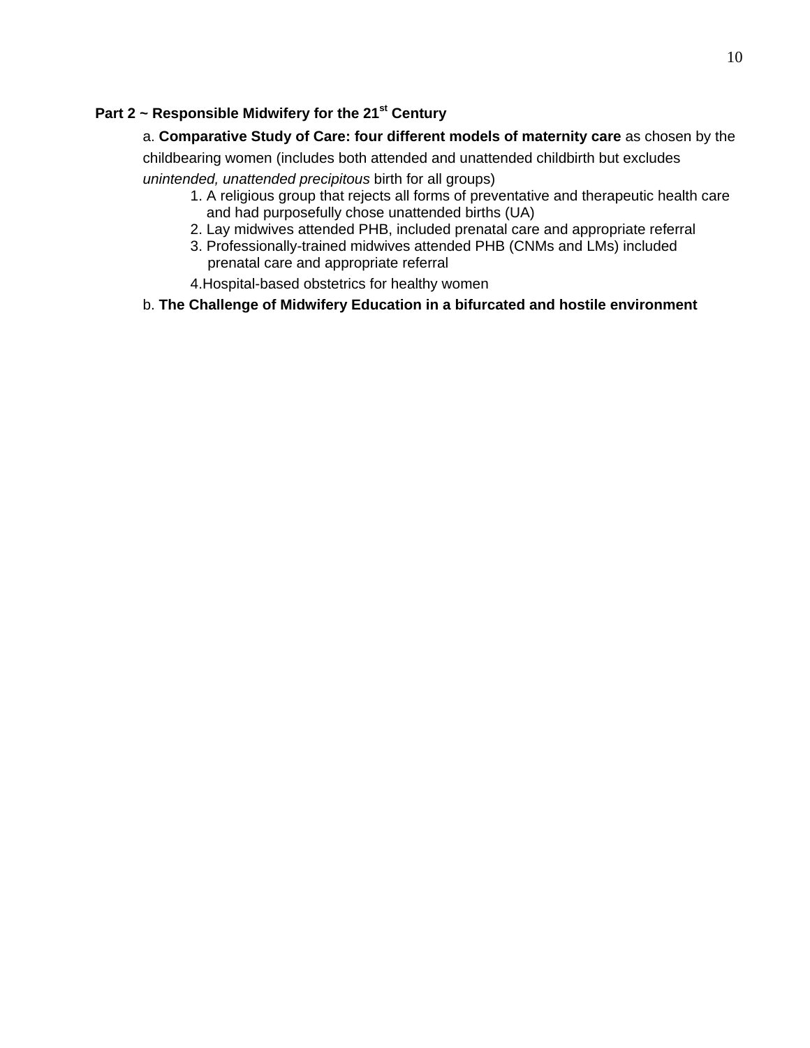**Part 2 ~ Responsible Midwifery for the 21st Century**

a. **Comparative Study of Care: four different models of maternity care** as chosen by the childbearing women (includes both attended and unattended childbirth but excludes *unintended, unattended precipitous* birth for all groups)

1. A religious group that rejects all forms of preventative and therapeutic health care and had purposefully chose unattended births (UA)
2. Lay midwives attended PHB, included prenatal care and appropriate referral
3. Professionally-trained midwives attended PHB (CNMs and LMs) included prenatal care and appropriate referral
4. Hospital-based obstetrics for healthy women

b. **The Challenge of Midwifery Education in a bifurcated and hostile environment**